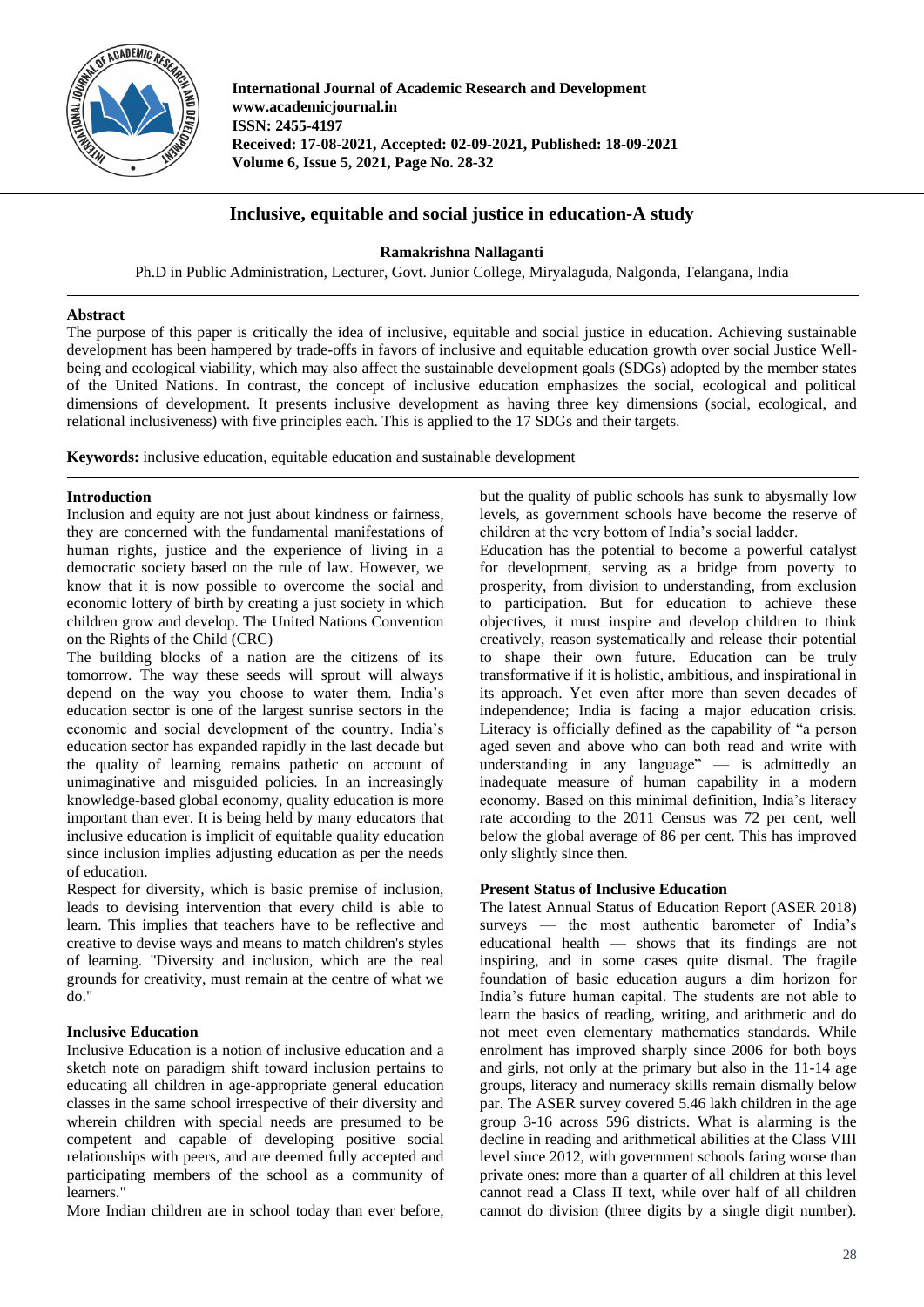International Journal of Academic Research and Development
www.academicjournal.in
ISSN: 2455-4197
Received: 17-08-2021, Accepted: 02-09-2021, Published: 18-09-2021
Volume 6, Issue 5, 2021, Page No. 28-32

# Inclusive, equitable and social justice in education-A study

**Ramakrishna Nallaganti**

Ph.D in Public Administration, Lecturer, Govt. Junior College, Miryalaguda, Nalgonda, Telangana, India

## Abstract

The purpose of this paper is critically the idea of inclusive, equitable and social justice in education. Achieving sustainable development has been hampered by trade-offs in favors of inclusive and equitable education growth over social Justice Well-being and ecological viability, which may also affect the sustainable development goals (SDGs) adopted by the member states of the United Nations. In contrast, the concept of inclusive education emphasizes the social, ecological and political dimensions of development. It presents inclusive development as having three key dimensions (social, ecological, and relational inclusiveness) with five principles each. This is applied to the 17 SDGs and their targets.

**Keywords:** inclusive education, equitable education and sustainable development

## Introduction

Inclusion and equity are not just about kindness or fairness, they are concerned with the fundamental manifestations of human rights, justice and the experience of living in a democratic society based on the rule of law. However, we know that it is now possible to overcome the social and economic lottery of birth by creating a just society in which children grow and develop. The United Nations Convention on the Rights of the Child (CRC)

The building blocks of a nation are the citizens of its tomorrow. The way these seeds will sprout will always depend on the way you choose to water them. India's education sector is one of the largest sunrise sectors in the economic and social development of the country. India's education sector has expanded rapidly in the last decade but the quality of learning remains pathetic on account of unimaginative and misguided policies. In an increasingly knowledge-based global economy, quality education is more important than ever. It is being held by many educators that inclusive education is implicit of equitable quality education since inclusion implies adjusting education as per the needs of education.

Respect for diversity, which is basic premise of inclusion, leads to devising intervention that every child is able to learn. This implies that teachers have to be reflective and creative to devise ways and means to match children's styles of learning. "Diversity and inclusion, which are the real grounds for creativity, must remain at the centre of what we do."

## Inclusive Education

Inclusive Education is a notion of inclusive education and a sketch note on paradigm shift toward inclusion pertains to educating all children in age-appropriate general education classes in the same school irrespective of their diversity and wherein children with special needs are presumed to be competent and capable of developing positive social relationships with peers, and are deemed fully accepted and participating members of the school as a community of learners."

More Indian children are in school today than ever before, but the quality of public schools has sunk to abysmally low levels, as government schools have become the reserve of children at the very bottom of India's social ladder.

Education has the potential to become a powerful catalyst for development, serving as a bridge from poverty to prosperity, from division to understanding, from exclusion to participation. But for education to achieve these objectives, it must inspire and develop children to think creatively, reason systematically and release their potential to shape their own future. Education can be truly transformative if it is holistic, ambitious, and inspirational in its approach. Yet even after more than seven decades of independence; India is facing a major education crisis. Literacy is officially defined as the capability of "a person aged seven and above who can both read and write with understanding in any language" — is admittedly an inadequate measure of human capability in a modern economy. Based on this minimal definition, India's literacy rate according to the 2011 Census was 72 per cent, well below the global average of 86 per cent. This has improved only slightly since then.

## Present Status of Inclusive Education

The latest Annual Status of Education Report (ASER 2018) surveys — the most authentic barometer of India's educational health — shows that its findings are not inspiring, and in some cases quite dismal. The fragile foundation of basic education augurs a dim horizon for India's future human capital. The students are not able to learn the basics of reading, writing, and arithmetic and do not meet even elementary mathematics standards. While enrolment has improved sharply since 2006 for both boys and girls, not only at the primary but also in the 11-14 age groups, literacy and numeracy skills remain dismally below par. The ASER survey covered 5.46 lakh children in the age group 3-16 across 596 districts. What is alarming is the decline in reading and arithmetical abilities at the Class VIII level since 2012, with government schools faring worse than private ones: more than a quarter of all children at this level cannot read a Class II text, while over half of all children cannot do division (three digits by a single digit number).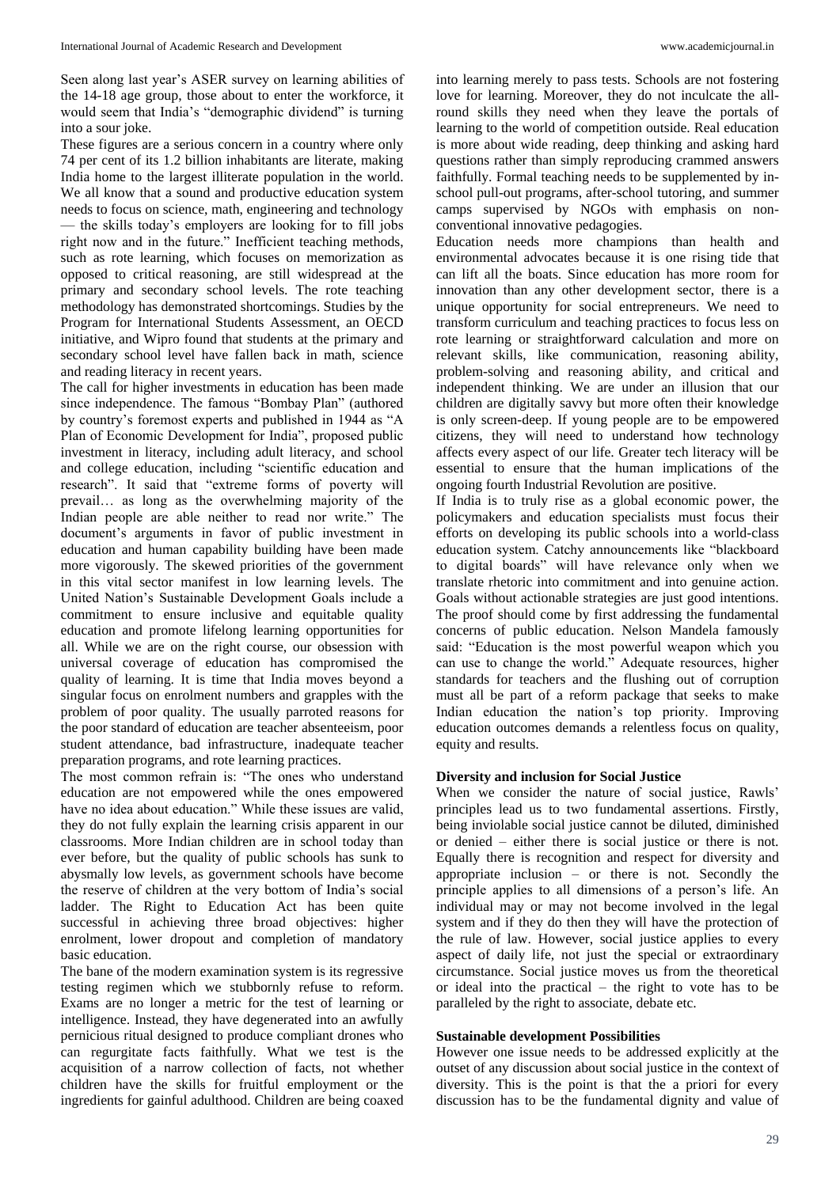Seen along last year's ASER survey on learning abilities of the 14-18 age group, those about to enter the workforce, it would seem that India's "demographic dividend" is turning into a sour joke.

These figures are a serious concern in a country where only 74 per cent of its 1.2 billion inhabitants are literate, making India home to the largest illiterate population in the world. We all know that a sound and productive education system needs to focus on science, math, engineering and technology — the skills today's employers are looking for to fill jobs right now and in the future." Inefficient teaching methods, such as rote learning, which focuses on memorization as opposed to critical reasoning, are still widespread at the primary and secondary school levels. The rote teaching methodology has demonstrated shortcomings. Studies by the Program for International Students Assessment, an OECD initiative, and Wipro found that students at the primary and secondary school level have fallen back in math, science and reading literacy in recent years.

The call for higher investments in education has been made since independence. The famous "Bombay Plan" (authored by country's foremost experts and published in 1944 as "A Plan of Economic Development for India", proposed public investment in literacy, including adult literacy, and school and college education, including "scientific education and research". It said that "extreme forms of poverty will prevail… as long as the overwhelming majority of the Indian people are able neither to read nor write." The document's arguments in favor of public investment in education and human capability building have been made more vigorously. The skewed priorities of the government in this vital sector manifest in low learning levels. The United Nation's Sustainable Development Goals include a commitment to ensure inclusive and equitable quality education and promote lifelong learning opportunities for all. While we are on the right course, our obsession with universal coverage of education has compromised the quality of learning. It is time that India moves beyond a singular focus on enrolment numbers and grapples with the problem of poor quality. The usually parroted reasons for the poor standard of education are teacher absenteeism, poor student attendance, bad infrastructure, inadequate teacher preparation programs, and rote learning practices.

The most common refrain is: "The ones who understand education are not empowered while the ones empowered have no idea about education." While these issues are valid, they do not fully explain the learning crisis apparent in our classrooms. More Indian children are in school today than ever before, but the quality of public schools has sunk to abysmally low levels, as government schools have become the reserve of children at the very bottom of India's social ladder. The Right to Education Act has been quite successful in achieving three broad objectives: higher enrolment, lower dropout and completion of mandatory basic education.

The bane of the modern examination system is its regressive testing regimen which we stubbornly refuse to reform. Exams are no longer a metric for the test of learning or intelligence. Instead, they have degenerated into an awfully pernicious ritual designed to produce compliant drones who can regurgitate facts faithfully. What we test is the acquisition of a narrow collection of facts, not whether children have the skills for fruitful employment or the ingredients for gainful adulthood. Children are being coaxed into learning merely to pass tests. Schools are not fostering love for learning. Moreover, they do not inculcate the all-round skills they need when they leave the portals of learning to the world of competition outside. Real education is more about wide reading, deep thinking and asking hard questions rather than simply reproducing crammed answers faithfully. Formal teaching needs to be supplemented by in-school pull-out programs, after-school tutoring, and summer camps supervised by NGOs with emphasis on non-conventional innovative pedagogies.

Education needs more champions than health and environmental advocates because it is one rising tide that can lift all the boats. Since education has more room for innovation than any other development sector, there is a unique opportunity for social entrepreneurs. We need to transform curriculum and teaching practices to focus less on rote learning or straightforward calculation and more on relevant skills, like communication, reasoning ability, problem-solving and reasoning ability, and critical and independent thinking. We are under an illusion that our children are digitally savvy but more often their knowledge is only screen-deep. If young people are to be empowered citizens, they will need to understand how technology affects every aspect of our life. Greater tech literacy will be essential to ensure that the human implications of the ongoing fourth Industrial Revolution are positive.

If India is to truly rise as a global economic power, the policymakers and education specialists must focus their efforts on developing its public schools into a world-class education system. Catchy announcements like "blackboard to digital boards" will have relevance only when we translate rhetoric into commitment and into genuine action. Goals without actionable strategies are just good intentions. The proof should come by first addressing the fundamental concerns of public education. Nelson Mandela famously said: "Education is the most powerful weapon which you can use to change the world." Adequate resources, higher standards for teachers and the flushing out of corruption must all be part of a reform package that seeks to make Indian education the nation's top priority. Improving education outcomes demands a relentless focus on quality, equity and results.

### Diversity and inclusion for Social Justice

When we consider the nature of social justice, Rawls' principles lead us to two fundamental assertions. Firstly, being inviolable social justice cannot be diluted, diminished or denied – either there is social justice or there is not. Equally there is recognition and respect for diversity and appropriate inclusion – or there is not. Secondly the principle applies to all dimensions of a person's life. An individual may or may not become involved in the legal system and if they do then they will have the protection of the rule of law. However, social justice applies to every aspect of daily life, not just the special or extraordinary circumstance. Social justice moves us from the theoretical or ideal into the practical – the right to vote has to be paralleled by the right to associate, debate etc.

### Sustainable development Possibilities

However one issue needs to be addressed explicitly at the outset of any discussion about social justice in the context of diversity. This is the point is that the a priori for every discussion has to be the fundamental dignity and value of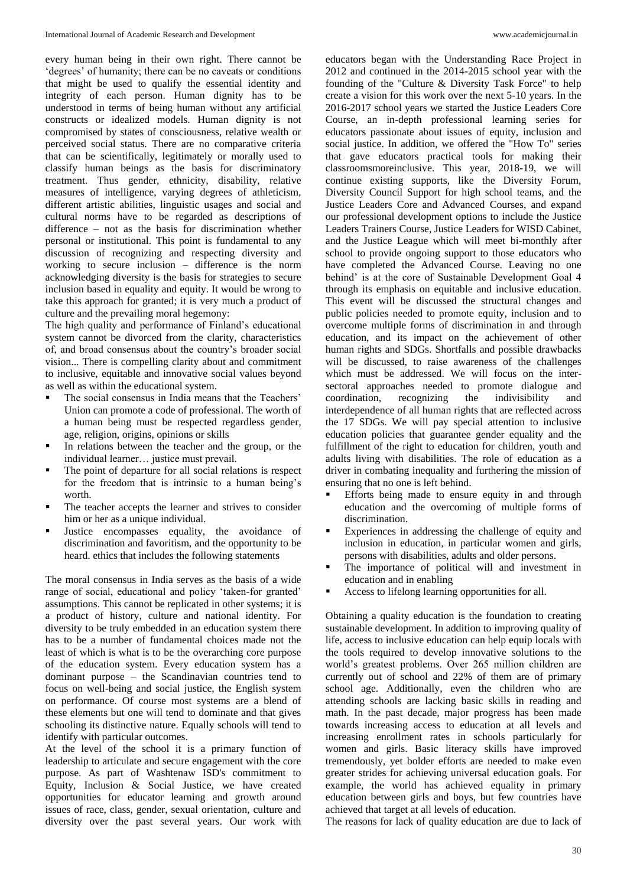every human being in their own right. There cannot be 'degrees' of humanity; there can be no caveats or conditions that might be used to qualify the essential identity and integrity of each person. Human dignity has to be understood in terms of being human without any artificial constructs or idealized models. Human dignity is not compromised by states of consciousness, relative wealth or perceived social status. There are no comparative criteria that can be scientifically, legitimately or morally used to classify human beings as the basis for discriminatory treatment. Thus gender, ethnicity, disability, relative measures of intelligence, varying degrees of athleticism, different artistic abilities, linguistic usages and social and cultural norms have to be regarded as descriptions of difference – not as the basis for discrimination whether personal or institutional. This point is fundamental to any discussion of recognizing and respecting diversity and working to secure inclusion – difference is the norm acknowledging diversity is the basis for strategies to secure inclusion based in equality and equity. It would be wrong to take this approach for granted; it is very much a product of culture and the prevailing moral hegemony:

The high quality and performance of Finland's educational system cannot be divorced from the clarity, characteristics of, and broad consensus about the country's broader social vision... There is compelling clarity about and commitment to inclusive, equitable and innovative social values beyond as well as within the educational system.

- The social consensus in India means that the Teachers' Union can promote a code of professional. The worth of a human being must be respected regardless gender, age, religion, origins, opinions or skills
- In relations between the teacher and the group, or the individual learner… justice must prevail.
- The point of departure for all social relations is respect for the freedom that is intrinsic to a human being's worth.
- The teacher accepts the learner and strives to consider him or her as a unique individual.
- Justice encompasses equality, the avoidance of discrimination and favoritism, and the opportunity to be heard. ethics that includes the following statements

The moral consensus in India serves as the basis of a wide range of social, educational and policy 'taken-for granted' assumptions. This cannot be replicated in other systems; it is a product of history, culture and national identity. For diversity to be truly embedded in an education system there has to be a number of fundamental choices made not the least of which is what is to be the overarching core purpose of the education system. Every education system has a dominant purpose – the Scandinavian countries tend to focus on well-being and social justice, the English system on performance. Of course most systems are a blend of these elements but one will tend to dominate and that gives schooling its distinctive nature. Equally schools will tend to identify with particular outcomes.

At the level of the school it is a primary function of leadership to articulate and secure engagement with the core purpose. As part of Washtenaw ISD's commitment to Equity, Inclusion & Social Justice, we have created opportunities for educator learning and growth around issues of race, class, gender, sexual orientation, culture and diversity over the past several years. Our work with educators began with the Understanding Race Project in 2012 and continued in the 2014-2015 school year with the founding of the "Culture & Diversity Task Force" to help create a vision for this work over the next 5-10 years. In the 2016-2017 school years we started the Justice Leaders Core Course, an in-depth professional learning series for educators passionate about issues of equity, inclusion and social justice. In addition, we offered the "How To" series that gave educators practical tools for making their classroomsmoreinclusive. This year, 2018-19, we will continue existing supports, like the Diversity Forum, Diversity Council Support for high school teams, and the Justice Leaders Core and Advanced Courses, and expand our professional development options to include the Justice Leaders Trainers Course, Justice Leaders for WISD Cabinet, and the Justice League which will meet bi-monthly after school to provide ongoing support to those educators who have completed the Advanced Course. Leaving no one behind' is at the core of Sustainable Development Goal 4 through its emphasis on equitable and inclusive education. This event will be discussed the structural changes and public policies needed to promote equity, inclusion and to overcome multiple forms of discrimination in and through education, and its impact on the achievement of other human rights and SDGs. Shortfalls and possible drawbacks will be discussed, to raise awareness of the challenges which must be addressed. We will focus on the inter-sectoral approaches needed to promote dialogue and coordination, recognizing the indivisibility and interdependence of all human rights that are reflected across the 17 SDGs. We will pay special attention to inclusive education policies that guarantee gender equality and the fulfillment of the right to education for children, youth and adults living with disabilities. The role of education as a driver in combating inequality and furthering the mission of ensuring that no one is left behind.

- Efforts being made to ensure equity in and through education and the overcoming of multiple forms of discrimination.
- Experiences in addressing the challenge of equity and inclusion in education, in particular women and girls, persons with disabilities, adults and older persons.
- The importance of political will and investment in education and in enabling
- Access to lifelong learning opportunities for all.

Obtaining a quality education is the foundation to creating sustainable development. In addition to improving quality of life, access to inclusive education can help equip locals with the tools required to develop innovative solutions to the world's greatest problems. Over 265 million children are currently out of school and 22% of them are of primary school age. Additionally, even the children who are attending schools are lacking basic skills in reading and math. In the past decade, major progress has been made towards increasing access to education at all levels and increasing enrollment rates in schools particularly for women and girls. Basic literacy skills have improved tremendously, yet bolder efforts are needed to make even greater strides for achieving universal education goals. For example, the world has achieved equality in primary education between girls and boys, but few countries have achieved that target at all levels of education.

The reasons for lack of quality education are due to lack of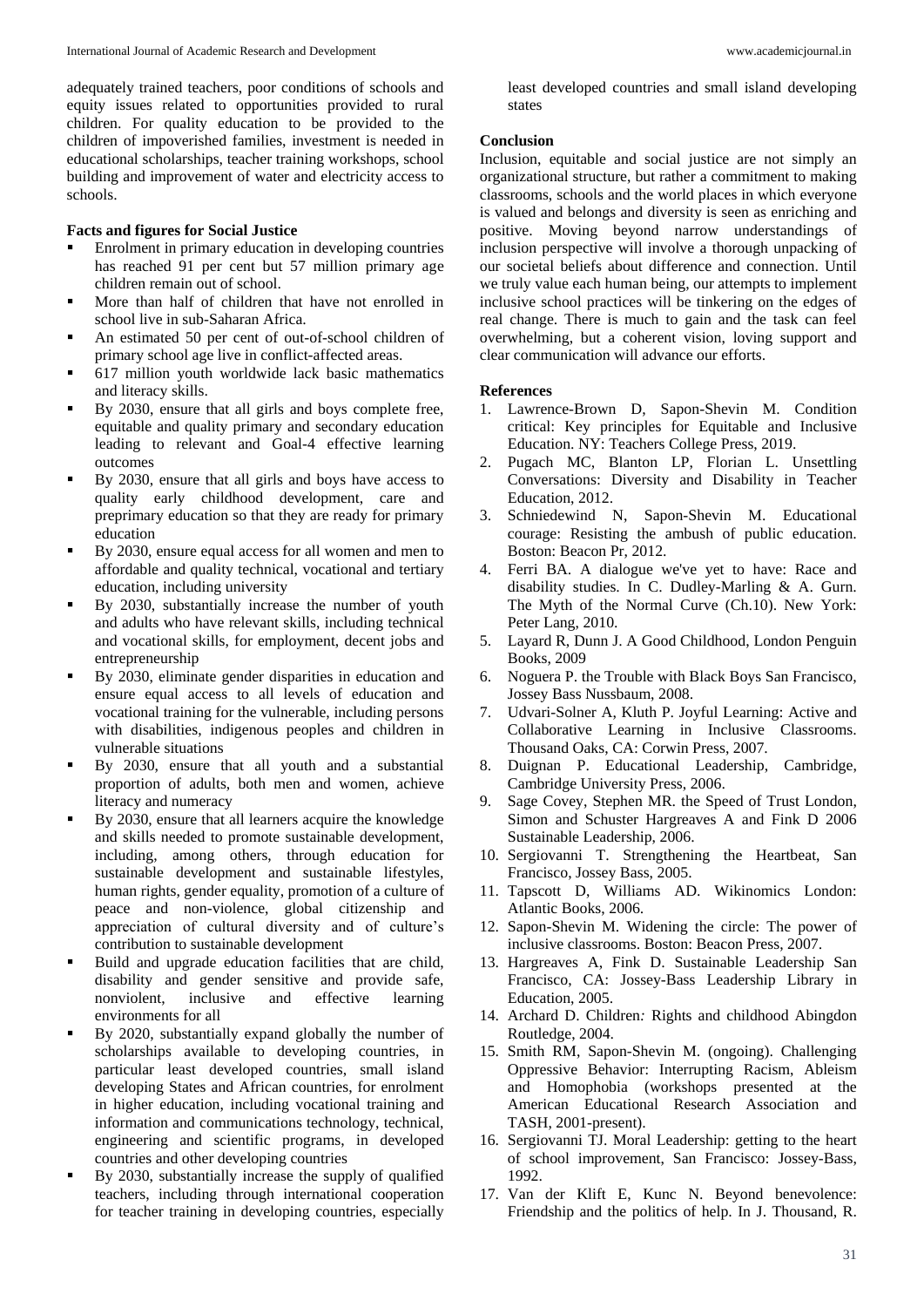adequately trained teachers, poor conditions of schools and equity issues related to opportunities provided to rural children. For quality education to be provided to the children of impoverished families, investment is needed in educational scholarships, teacher training workshops, school building and improvement of water and electricity access to schools.

**Facts and figures for Social Justice**

- Enrolment in primary education in developing countries has reached 91 per cent but 57 million primary age children remain out of school.
- More than half of children that have not enrolled in school live in sub-Saharan Africa.
- An estimated 50 per cent of out-of-school children of primary school age live in conflict-affected areas.
- 617 million youth worldwide lack basic mathematics and literacy skills.
- By 2030, ensure that all girls and boys complete free, equitable and quality primary and secondary education leading to relevant and Goal-4 effective learning outcomes
- By 2030, ensure that all girls and boys have access to quality early childhood development, care and preprimary education so that they are ready for primary education
- By 2030, ensure equal access for all women and men to affordable and quality technical, vocational and tertiary education, including university
- By 2030, substantially increase the number of youth and adults who have relevant skills, including technical and vocational skills, for employment, decent jobs and entrepreneurship
- By 2030, eliminate gender disparities in education and ensure equal access to all levels of education and vocational training for the vulnerable, including persons with disabilities, indigenous peoples and children in vulnerable situations
- By 2030, ensure that all youth and a substantial proportion of adults, both men and women, achieve literacy and numeracy
- By 2030, ensure that all learners acquire the knowledge and skills needed to promote sustainable development, including, among others, through education for sustainable development and sustainable lifestyles, human rights, gender equality, promotion of a culture of peace and non-violence, global citizenship and appreciation of cultural diversity and of culture's contribution to sustainable development
- Build and upgrade education facilities that are child, disability and gender sensitive and provide safe, nonviolent, inclusive and effective learning environments for all
- By 2020, substantially expand globally the number of scholarships available to developing countries, in particular least developed countries, small island developing States and African countries, for enrolment in higher education, including vocational training and information and communications technology, technical, engineering and scientific programs, in developed countries and other developing countries
- By 2030, substantially increase the supply of qualified teachers, including through international cooperation for teacher training in developing countries, especially least developed countries and small island developing states

**Conclusion**

Inclusion, equitable and social justice are not simply an organizational structure, but rather a commitment to making classrooms, schools and the world places in which everyone is valued and belongs and diversity is seen as enriching and positive. Moving beyond narrow understandings of inclusion perspective will involve a thorough unpacking of our societal beliefs about difference and connection. Until we truly value each human being, our attempts to implement inclusive school practices will be tinkering on the edges of real change. There is much to gain and the task can feel overwhelming, but a coherent vision, loving support and clear communication will advance our efforts.

**References**

1. Lawrence-Brown D, Sapon-Shevin M. Condition critical: Key principles for Equitable and Inclusive Education. NY: Teachers College Press, 2019.
2. Pugach MC, Blanton LP, Florian L. Unsettling Conversations: Diversity and Disability in Teacher Education, 2012.
3. Schniedewind N, Sapon-Shevin M. Educational courage: Resisting the ambush of public education. Boston: Beacon Pr, 2012.
4. Ferri BA. A dialogue we've yet to have: Race and disability studies. In C. Dudley-Marling & A. Gurn. The Myth of the Normal Curve (Ch.10). New York: Peter Lang, 2010.
5. Layard R, Dunn J. A Good Childhood, London Penguin Books, 2009
6. Noguera P. the Trouble with Black Boys San Francisco, Jossey Bass Nussbaum, 2008.
7. Udvari-Solner A, Kluth P. Joyful Learning: Active and Collaborative Learning in Inclusive Classrooms. Thousand Oaks, CA: Corwin Press, 2007.
8. Duignan P. Educational Leadership, Cambridge, Cambridge University Press, 2006.
9. Sage Covey, Stephen MR. the Speed of Trust London, Simon and Schuster Hargreaves A and Fink D 2006 Sustainable Leadership, 2006.
10. Sergiovanni T. Strengthening the Heartbeat, San Francisco, Jossey Bass, 2005.
11. Tapscott D, Williams AD. Wikinomics London: Atlantic Books, 2006.
12. Sapon-Shevin M. Widening the circle: The power of inclusive classrooms. Boston: Beacon Press, 2007.
13. Hargreaves A, Fink D. Sustainable Leadership San Francisco, CA: Jossey-Bass Leadership Library in Education, 2005.
14. Archard D. Children*:* Rights and childhood Abingdon Routledge, 2004.
15. Smith RM, Sapon-Shevin M. (ongoing). Challenging Oppressive Behavior: Interrupting Racism, Ableism and Homophobia (workshops presented at the American Educational Research Association and TASH, 2001-present).
16. Sergiovanni TJ. Moral Leadership: getting to the heart of school improvement, San Francisco: Jossey-Bass, 1992.
17. Van der Klift E, Kunc N. Beyond benevolence: Friendship and the politics of help. In J. Thousand, R.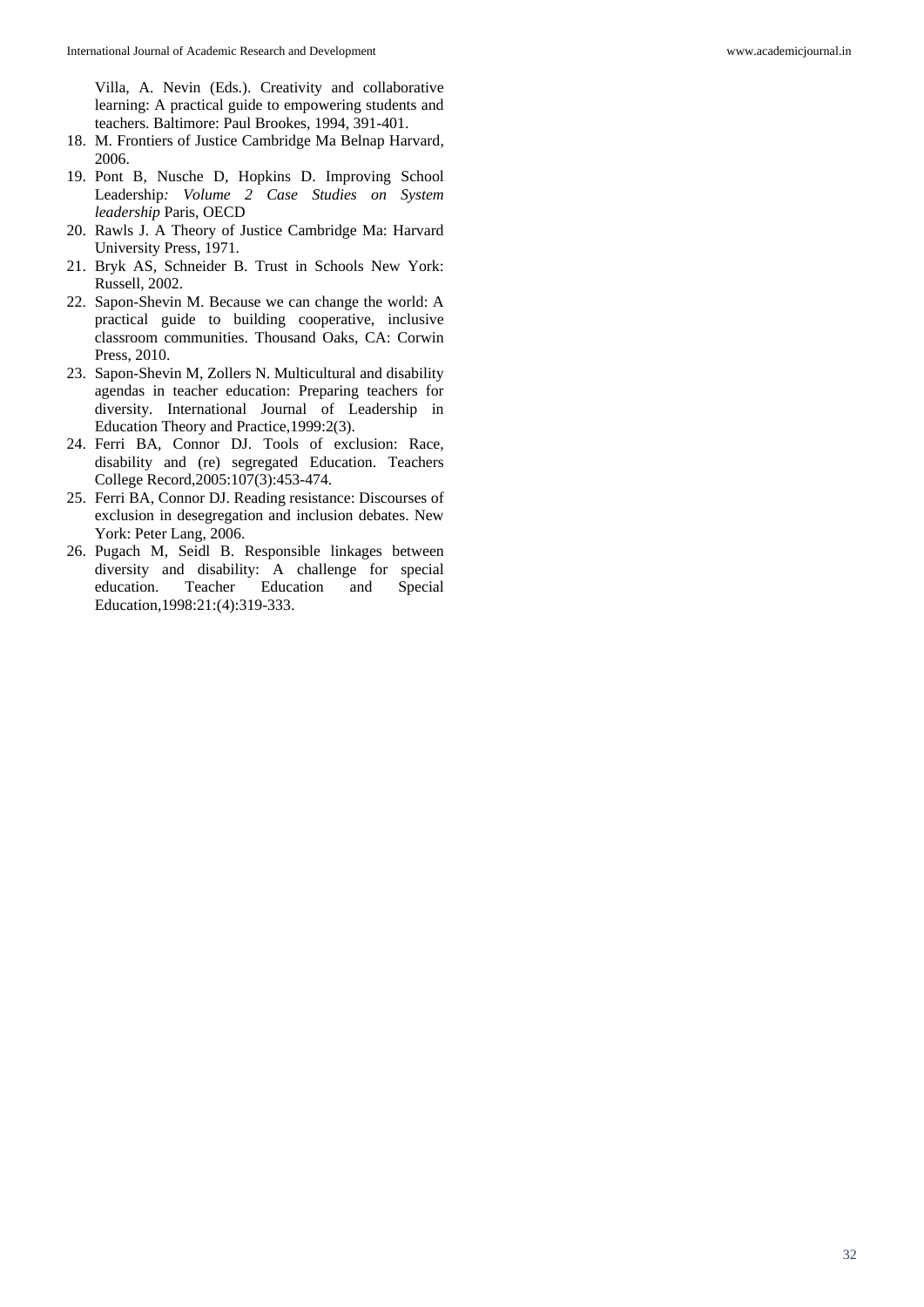Villa, A. Nevin (Eds.). Creativity and collaborative learning: A practical guide to empowering students and teachers. Baltimore: Paul Brookes, 1994, 391-401.

18. M. Frontiers of Justice Cambridge Ma Belnap Harvard, 2006.
19. Pont B, Nusche D, Hopkins D. Improving School Leadership*: Volume 2 Case Studies on System leadership* Paris, OECD
20. Rawls J. A Theory of Justice Cambridge Ma: Harvard University Press, 1971.
21. Bryk AS, Schneider B. Trust in Schools New York: Russell, 2002.
22. Sapon-Shevin M. Because we can change the world: A practical guide to building cooperative, inclusive classroom communities. Thousand Oaks, CA: Corwin Press, 2010.
23. Sapon-Shevin M, Zollers N. Multicultural and disability agendas in teacher education: Preparing teachers for diversity. International Journal of Leadership in Education Theory and Practice,1999:2(3).
24. Ferri BA, Connor DJ. Tools of exclusion: Race, disability and (re) segregated Education. Teachers College Record,2005:107(3):453-474.
25. Ferri BA, Connor DJ. Reading resistance: Discourses of exclusion in desegregation and inclusion debates. New York: Peter Lang, 2006.
26. Pugach M, Seidl B. Responsible linkages between diversity and disability: A challenge for special education. Teacher Education and Special Education,1998:21:(4):319-333.